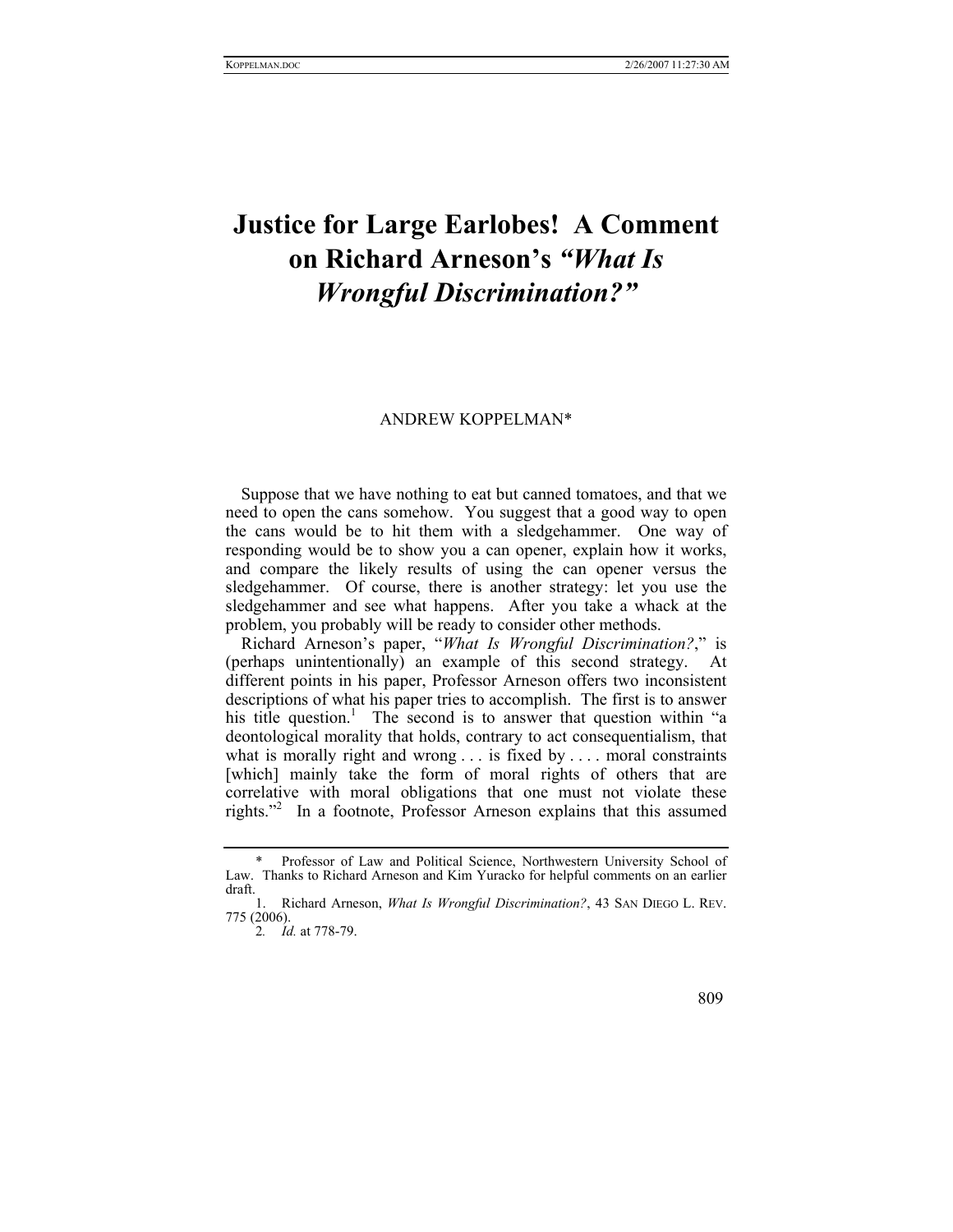# Justice for Large Earlobes! A Comment on Richard Arneson's *"What Is Wrongful Discrimination?"*

ANDREW KOPPELMAN*

Suppose that we have nothing to eat but canned tomatoes, and that we need to open the cans somehow. You suggest that a good way to open the cans would be to hit them with a sledgehammer. One way of responding would be to show you a can opener, explain how it works, and compare the likely results of using the can opener versus the sledgehammer. Of course, there is another strategy: let you use the sledgehammer and see what happens. After you take a whack at the problem, you probably will be ready to consider other methods.

Richard Arneson's paper, "*What Is Wrongful Discrimination?*," is (perhaps unintentionally) an example of this second strategy. At different points in his paper, Professor Arneson offers two inconsistent descriptions of what his paper tries to accomplish. The first is to answer his title question.[1] The second is to answer that question within "a deontological morality that holds, contrary to act consequentialism, that what is morally right and wrong . . . is fixed by . . . . moral constraints [which] mainly take the form of moral rights of others that are correlative with moral obligations that one must not violate these rights."[2] In a footnote, Professor Arneson explains that this assumed

---

\* Professor of Law and Political Science, Northwestern University School of Law. Thanks to Richard Arneson and Kim Yuracko for helpful comments on an earlier draft.

1. Richard Arneson, *What Is Wrongful Discrimination?*, 43 SAN DIEGO L. REV. 775 (2006).

2. *Id.* at 778-79.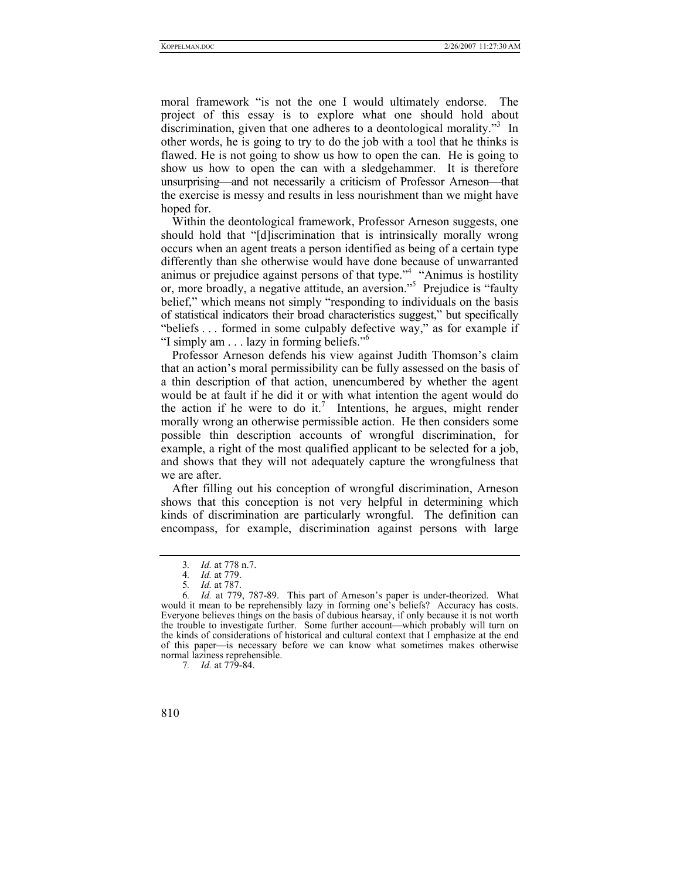moral framework "is not the one I would ultimately endorse. The project of this essay is to explore what one should hold about discrimination, given that one adheres to a deontological morality."[3] In other words, he is going to try to do the job with a tool that he thinks is flawed. He is not going to show us how to open the can. He is going to show us how to open the can with a sledgehammer. It is therefore unsurprising—and not necessarily a criticism of Professor Arneson—that the exercise is messy and results in less nourishment than we might have hoped for.

Within the deontological framework, Professor Arneson suggests, one should hold that "[d]iscrimination that is intrinsically morally wrong occurs when an agent treats a person identified as being of a certain type differently than she otherwise would have done because of unwarranted animus or prejudice against persons of that type."[4] "Animus is hostility or, more broadly, a negative attitude, an aversion."[5] Prejudice is "faulty belief," which means not simply "responding to individuals on the basis of statistical indicators their broad characteristics suggest," but specifically "beliefs . . . formed in some culpably defective way," as for example if "I simply am . . . lazy in forming beliefs."[6]

Professor Arneson defends his view against Judith Thomson's claim that an action's moral permissibility can be fully assessed on the basis of a thin description of that action, unencumbered by whether the agent would be at fault if he did it or with what intention the agent would do the action if he were to do it.[7] Intentions, he argues, might render morally wrong an otherwise permissible action. He then considers some possible thin description accounts of wrongful discrimination, for example, a right of the most qualified applicant to be selected for a job, and shows that they will not adequately capture the wrongfulness that we are after.

After filling out his conception of wrongful discrimination, Arneson shows that this conception is not very helpful in determining which kinds of discrimination are particularly wrongful. The definition can encompass, for example, discrimination against persons with large

---

3. *Id.* at 778 n.7.

4. *Id.* at 779.

5. *Id.* at 787.

6. *Id.* at 779, 787-89. This part of Arneson's paper is under-theorized. What would it mean to be reprehensibly lazy in forming one's beliefs? Accuracy has costs. Everyone believes things on the basis of dubious hearsay, if only because it is not worth the trouble to investigate further. Some further account—which probably will turn on the kinds of considerations of historical and cultural context that I emphasize at the end of this paper—is necessary before we can know what sometimes makes otherwise normal laziness reprehensible.

7. *Id.* at 779-84.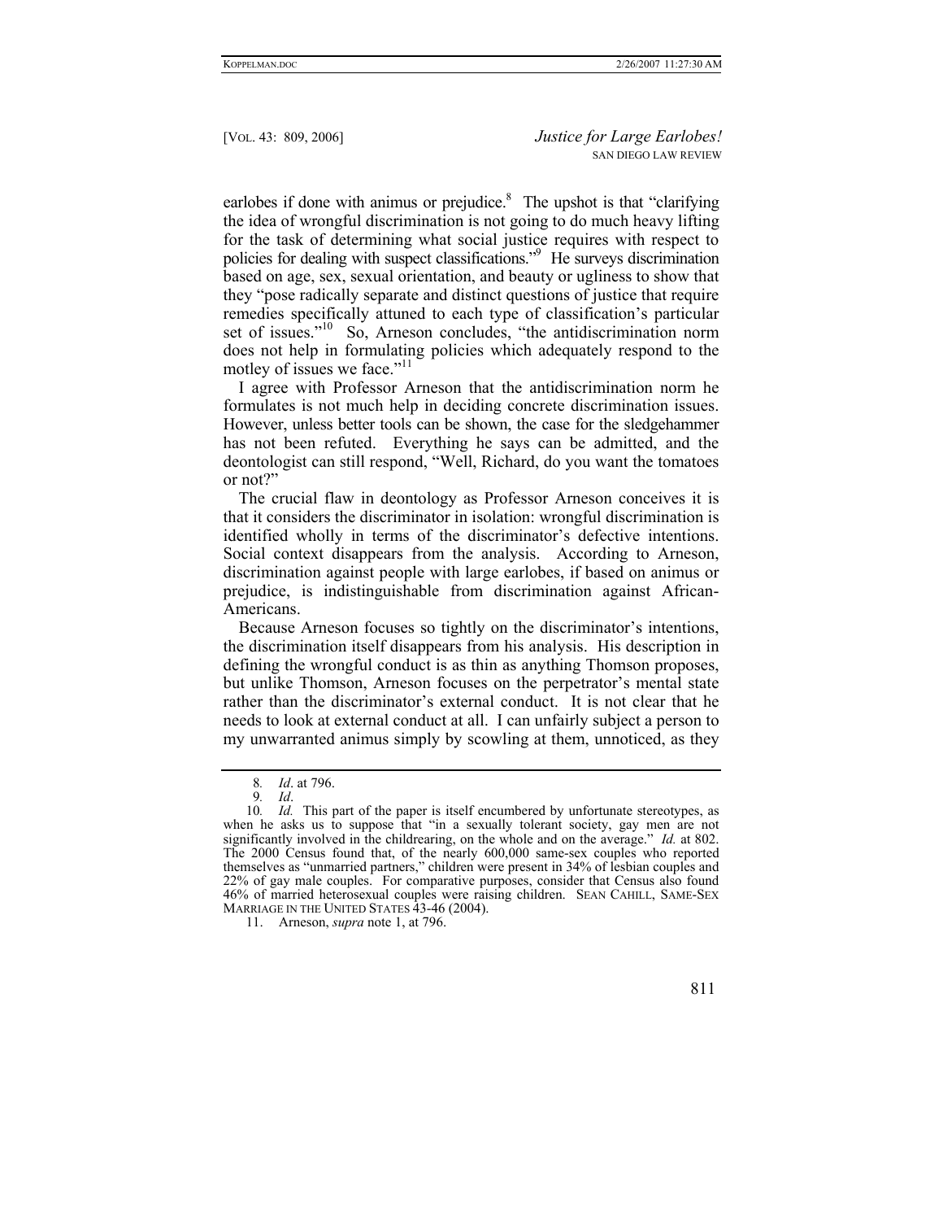earlobes if done with animus or prejudice.[8] The upshot is that "clarifying the idea of wrongful discrimination is not going to do much heavy lifting for the task of determining what social justice requires with respect to policies for dealing with suspect classifications."[9] He surveys discrimination based on age, sex, sexual orientation, and beauty or ugliness to show that they "pose radically separate and distinct questions of justice that require remedies specifically attuned to each type of classification's particular set of issues."[10] So, Arneson concludes, "the antidiscrimination norm does not help in formulating policies which adequately respond to the motley of issues we face."[11]

I agree with Professor Arneson that the antidiscrimination norm he formulates is not much help in deciding concrete discrimination issues. However, unless better tools can be shown, the case for the sledgehammer has not been refuted. Everything he says can be admitted, and the deontologist can still respond, "Well, Richard, do you want the tomatoes or not?"

The crucial flaw in deontology as Professor Arneson conceives it is that it considers the discriminator in isolation: wrongful discrimination is identified wholly in terms of the discriminator's defective intentions. Social context disappears from the analysis. According to Arneson, discrimination against people with large earlobes, if based on animus or prejudice, is indistinguishable from discrimination against African-Americans.

Because Arneson focuses so tightly on the discriminator's intentions, the discrimination itself disappears from his analysis. His description in defining the wrongful conduct is as thin as anything Thomson proposes, but unlike Thomson, Arneson focuses on the perpetrator's mental state rather than the discriminator's external conduct. It is not clear that he needs to look at external conduct at all. I can unfairly subject a person to my unwarranted animus simply by scowling at them, unnoticed, as they

---

8. *Id*. at 796.

9. *Id*.

10. *Id.* This part of the paper is itself encumbered by unfortunate stereotypes, as when he asks us to suppose that "in a sexually tolerant society, gay men are not significantly involved in the childrearing, on the whole and on the average." *Id.* at 802. The 2000 Census found that, of the nearly 600,000 same-sex couples who reported themselves as "unmarried partners," children were present in 34% of lesbian couples and 22% of gay male couples. For comparative purposes, consider that Census also found 46% of married heterosexual couples were raising children. SEAN CAHILL, SAME-SEX MARRIAGE IN THE UNITED STATES 43-46 (2004).

11. Arneson, *supra* note 1, at 796.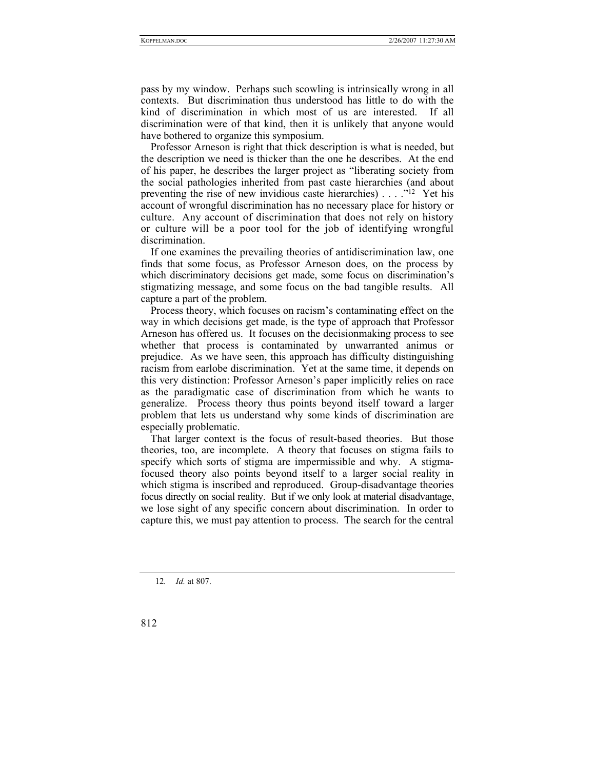pass by my window. Perhaps such scowling is intrinsically wrong in all contexts. But discrimination thus understood has little to do with the kind of discrimination in which most of us are interested. If all discrimination were of that kind, then it is unlikely that anyone would have bothered to organize this symposium.

Professor Arneson is right that thick description is what is needed, but the description we need is thicker than the one he describes. At the end of his paper, he describes the larger project as "liberating society from the social pathologies inherited from past caste hierarchies (and about preventing the rise of new invidious caste hierarchies) . . . ."[12] Yet his account of wrongful discrimination has no necessary place for history or culture. Any account of discrimination that does not rely on history or culture will be a poor tool for the job of identifying wrongful discrimination.

If one examines the prevailing theories of antidiscrimination law, one finds that some focus, as Professor Arneson does, on the process by which discriminatory decisions get made, some focus on discrimination's stigmatizing message, and some focus on the bad tangible results. All capture a part of the problem.

Process theory, which focuses on racism's contaminating effect on the way in which decisions get made, is the type of approach that Professor Arneson has offered us. It focuses on the decisionmaking process to see whether that process is contaminated by unwarranted animus or prejudice. As we have seen, this approach has difficulty distinguishing racism from earlobe discrimination. Yet at the same time, it depends on this very distinction: Professor Arneson's paper implicitly relies on race as the paradigmatic case of discrimination from which he wants to generalize. Process theory thus points beyond itself toward a larger problem that lets us understand why some kinds of discrimination are especially problematic.

That larger context is the focus of result-based theories. But those theories, too, are incomplete. A theory that focuses on stigma fails to specify which sorts of stigma are impermissible and why. A stigma-focused theory also points beyond itself to a larger social reality in which stigma is inscribed and reproduced. Group-disadvantage theories focus directly on social reality. But if we only look at material disadvantage, we lose sight of any specific concern about discrimination. In order to capture this, we must pay attention to process. The search for the central

---

12. *Id.* at 807.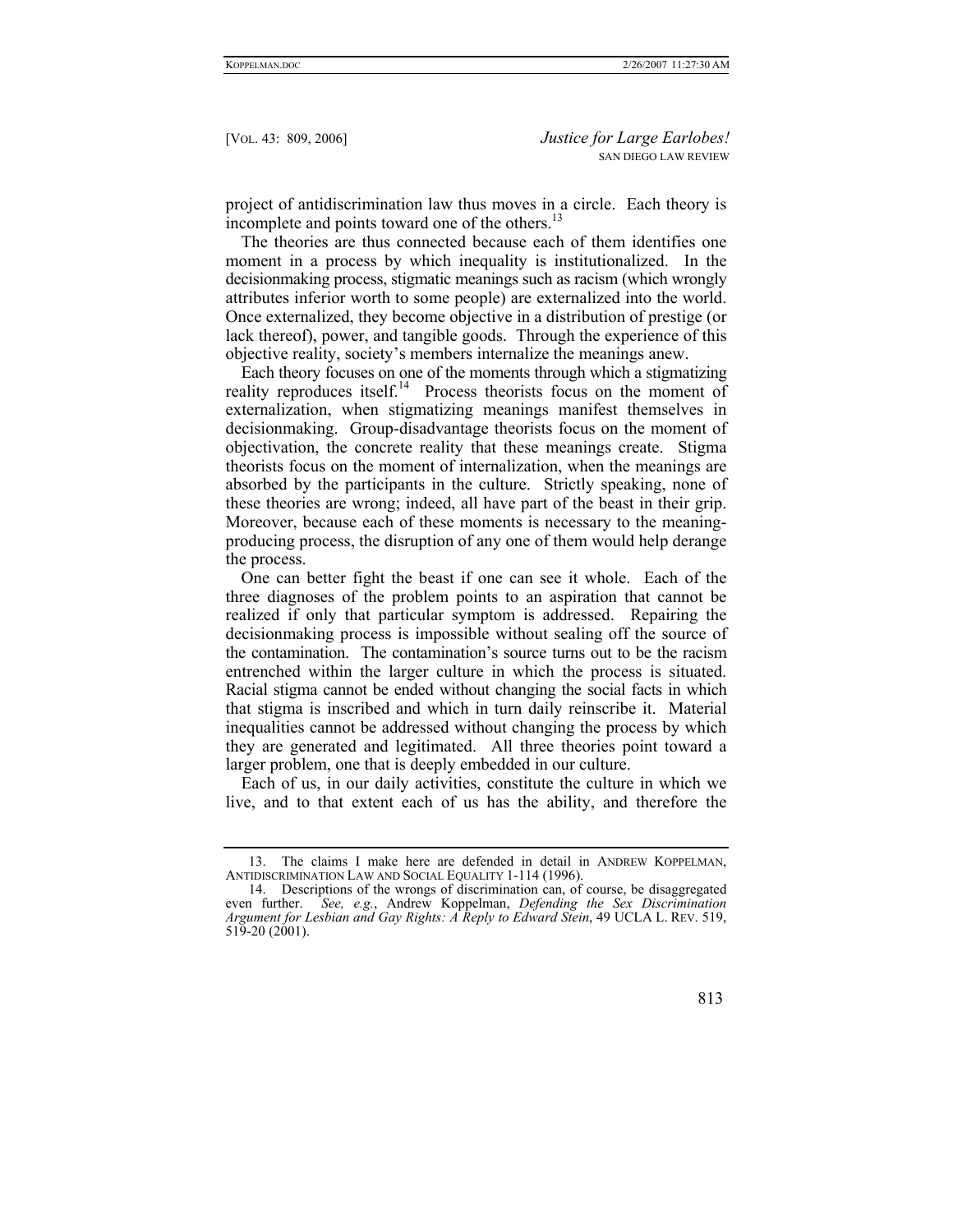project of antidiscrimination law thus moves in a circle. Each theory is incomplete and points toward one of the others.[13]

The theories are thus connected because each of them identifies one moment in a process by which inequality is institutionalized. In the decisionmaking process, stigmatic meanings such as racism (which wrongly attributes inferior worth to some people) are externalized into the world. Once externalized, they become objective in a distribution of prestige (or lack thereof), power, and tangible goods. Through the experience of this objective reality, society's members internalize the meanings anew.

Each theory focuses on one of the moments through which a stigmatizing reality reproduces itself.[14] Process theorists focus on the moment of externalization, when stigmatizing meanings manifest themselves in decisionmaking. Group-disadvantage theorists focus on the moment of objectivation, the concrete reality that these meanings create. Stigma theorists focus on the moment of internalization, when the meanings are absorbed by the participants in the culture. Strictly speaking, none of these theories are wrong; indeed, all have part of the beast in their grip. Moreover, because each of these moments is necessary to the meaning-producing process, the disruption of any one of them would help derange the process.

One can better fight the beast if one can see it whole. Each of the three diagnoses of the problem points to an aspiration that cannot be realized if only that particular symptom is addressed. Repairing the decisionmaking process is impossible without sealing off the source of the contamination. The contamination's source turns out to be the racism entrenched within the larger culture in which the process is situated. Racial stigma cannot be ended without changing the social facts in which that stigma is inscribed and which in turn daily reinscribe it. Material inequalities cannot be addressed without changing the process by which they are generated and legitimated. All three theories point toward a larger problem, one that is deeply embedded in our culture.

Each of us, in our daily activities, constitute the culture in which we live, and to that extent each of us has the ability, and therefore the

---

13. The claims I make here are defended in detail in ANDREW KOPPELMAN, ANTIDISCRIMINATION LAW AND SOCIAL EQUALITY 1-114 (1996).

14. Descriptions of the wrongs of discrimination can, of course, be disaggregated even further. *See, e.g.*, Andrew Koppelman, *Defending the Sex Discrimination Argument for Lesbian and Gay Rights: A Reply to Edward Stein*, 49 UCLA L. REV. 519, 519-20 (2001).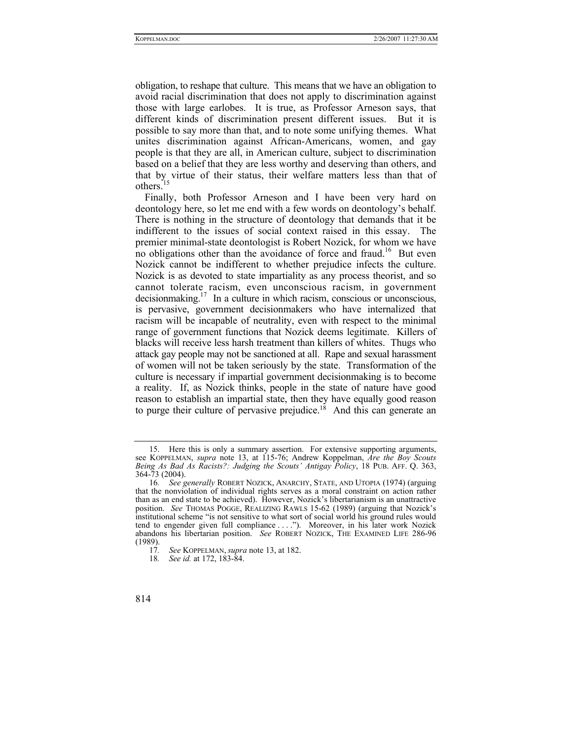obligation, to reshape that culture. This means that we have an obligation to avoid racial discrimination that does not apply to discrimination against those with large earlobes. It is true, as Professor Arneson says, that different kinds of discrimination present different issues. But it is possible to say more than that, and to note some unifying themes. What unites discrimination against African-Americans, women, and gay people is that they are all, in American culture, subject to discrimination based on a belief that they are less worthy and deserving than others, and that by virtue of their status, their welfare matters less than that of others.[15]

Finally, both Professor Arneson and I have been very hard on deontology here, so let me end with a few words on deontology's behalf. There is nothing in the structure of deontology that demands that it be indifferent to the issues of social context raised in this essay. The premier minimal-state deontologist is Robert Nozick, for whom we have no obligations other than the avoidance of force and fraud.[16] But even Nozick cannot be indifferent to whether prejudice infects the culture. Nozick is as devoted to state impartiality as any process theorist, and so cannot tolerate racism, even unconscious racism, in government decisionmaking.[17] In a culture in which racism, conscious or unconscious, is pervasive, government decisionmakers who have internalized that racism will be incapable of neutrality, even with respect to the minimal range of government functions that Nozick deems legitimate. Killers of blacks will receive less harsh treatment than killers of whites. Thugs who attack gay people may not be sanctioned at all. Rape and sexual harassment of women will not be taken seriously by the state. Transformation of the culture is necessary if impartial government decisionmaking is to become a reality. If, as Nozick thinks, people in the state of nature have good reason to establish an impartial state, then they have equally good reason to purge their culture of pervasive prejudice.[18] And this can generate an

---

15. Here this is only a summary assertion. For extensive supporting arguments, see KOPPELMAN, *supra* note 13, at 115-76; Andrew Koppelman, *Are the Boy Scouts Being As Bad As Racists?: Judging the Scouts' Antigay Policy*, 18 PUB. AFF. Q. 363, 364-73 (2004).

16. *See generally* ROBERT NOZICK, ANARCHY, STATE, AND UTOPIA (1974) (arguing that the nonviolation of individual rights serves as a moral constraint on action rather than as an end state to be achieved). However, Nozick's libertarianism is an unattractive position. *See* THOMAS POGGE, REALIZING RAWLS 15-62 (1989) (arguing that Nozick's institutional scheme "is not sensitive to what sort of social world his ground rules would tend to engender given full compliance . . . ."). Moreover, in his later work Nozick abandons his libertarian position. *See* ROBERT NOZICK, THE EXAMINED LIFE 286-96 (1989).

17. *See* KOPPELMAN, *supra* note 13, at 182.

18. *See id.* at 172, 183-84.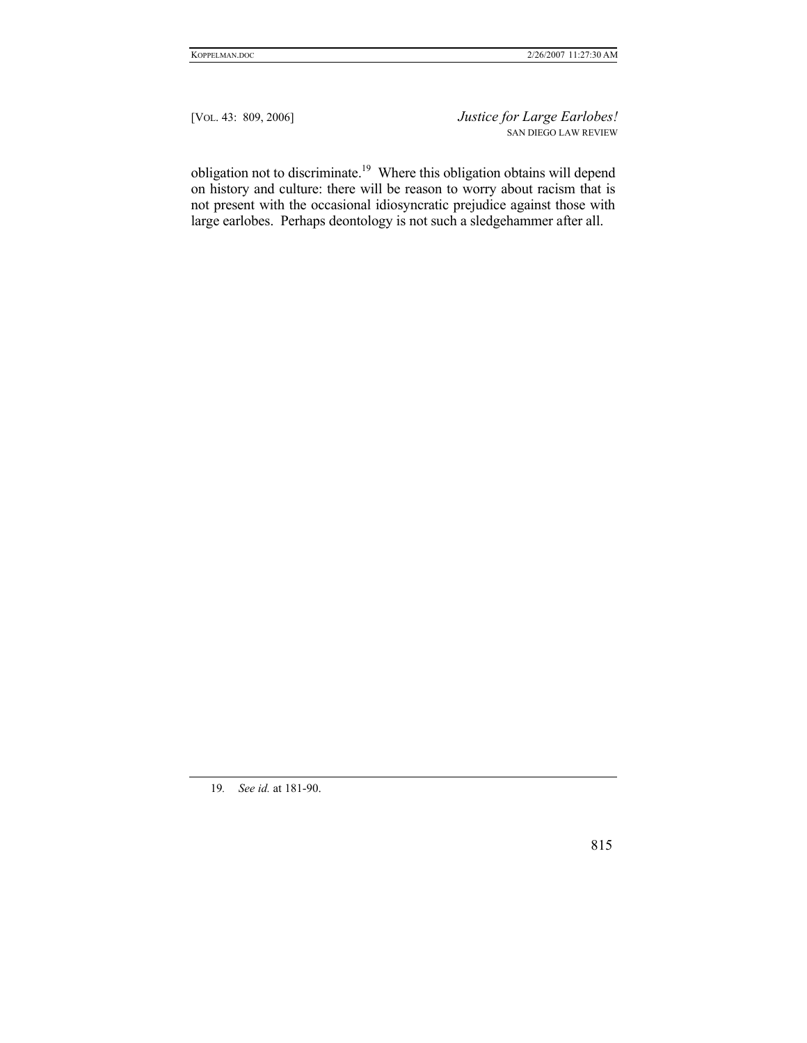obligation not to discriminate.[19] Where this obligation obtains will depend on history and culture: there will be reason to worry about racism that is not present with the occasional idiosyncratic prejudice against those with large earlobes. Perhaps deontology is not such a sledgehammer after all.

---

19. *See id.* at 181-90.